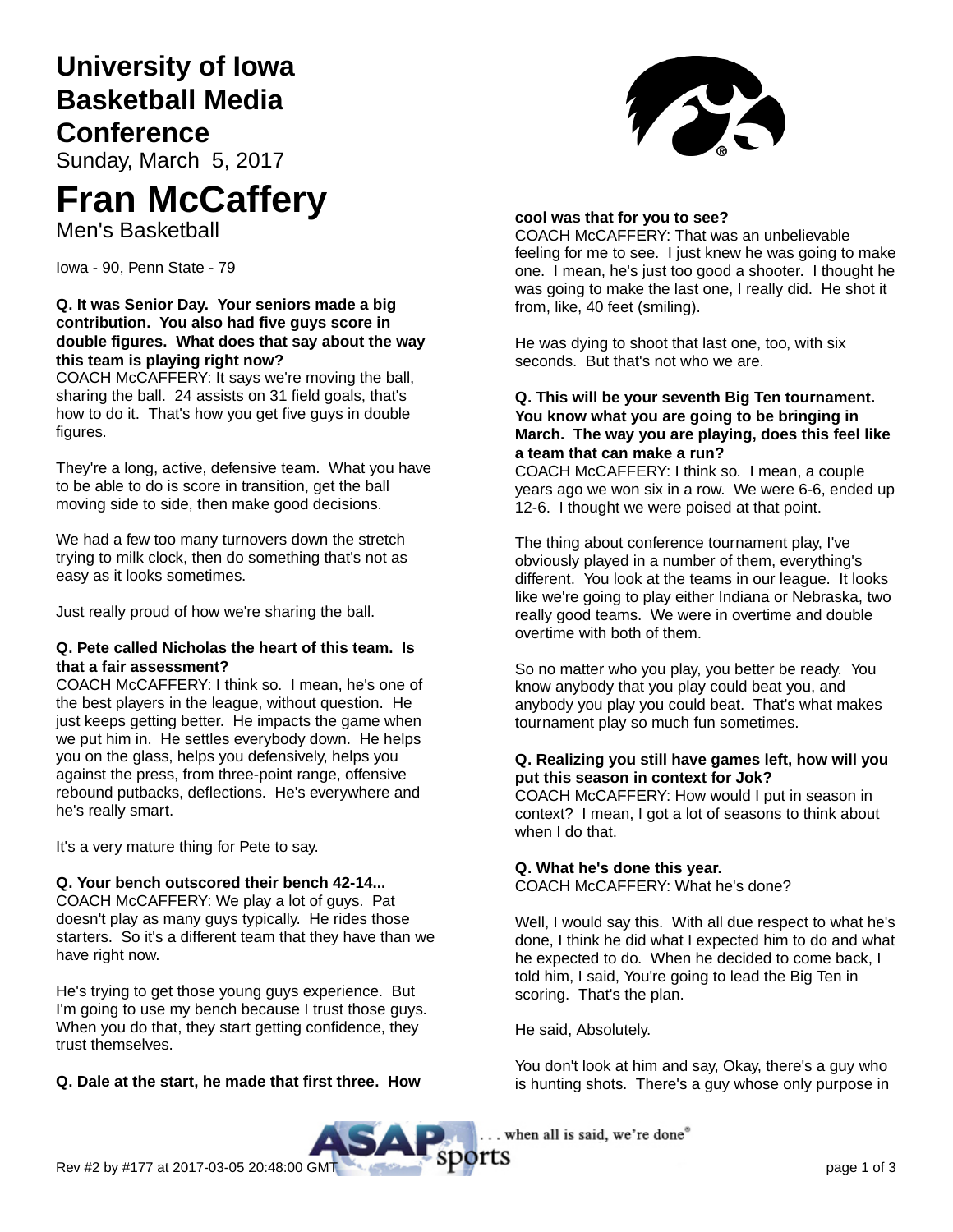# University of Iowa Basketball Media Conference

Sunday, March 5, 2017

# Fran McCaffery

Men's Basketball

Iowa - 90, Penn State - 79

**Q. It was Senior Day. Your seniors made a big contribution. You also had five guys score in double figures. What does that say about the way this team is playing right now?**

COACH McCAFFERY: It says we're moving the ball, sharing the ball. 24 assists on 31 field goals, that's how to do it. That's how you get five guys in double figures.

They're a long, active, defensive team. What you have to be able to do is score in transition, get the ball moving side to side, then make good decisions.

We had a few too many turnovers down the stretch trying to milk clock, then do something that's not as easy as it looks sometimes.

Just really proud of how we're sharing the ball.

**Q. Pete called Nicholas the heart of this team. Is that a fair assessment?**

COACH McCAFFERY: I think so. I mean, he's one of the best players in the league, without question. He just keeps getting better. He impacts the game when we put him in. He settles everybody down. He helps you on the glass, helps you defensively, helps you against the press, from three-point range, offensive rebound putbacks, deflections. He's everywhere and he's really smart.

It's a very mature thing for Pete to say.

**Q. Your bench outscored their bench 42-14...**

COACH McCAFFERY: We play a lot of guys. Pat doesn't play as many guys typically. He rides those starters. So it's a different team that they have than we have right now.

He's trying to get those young guys experience. But I'm going to use my bench because I trust those guys. When you do that, they start getting confidence, they trust themselves.

**Q. Dale at the start, he made that first three. How cool was that for you to see?**

COACH McCAFFERY: That was an unbelievable feeling for me to see. I just knew he was going to make one. I mean, he's just too good a shooter. I thought he was going to make the last one, I really did. He shot it from, like, 40 feet (smiling).

He was dying to shoot that last one, too, with six seconds. But that's not who we are.

**Q. This will be your seventh Big Ten tournament. You know what you are going to be bringing in March. The way you are playing, does this feel like a team that can make a run?**

COACH McCAFFERY: I think so. I mean, a couple years ago we won six in a row. We were 6-6, ended up 12-6. I thought we were poised at that point.

The thing about conference tournament play, I've obviously played in a number of them, everything's different. You look at the teams in our league. It looks like we're going to play either Indiana or Nebraska, two really good teams. We were in overtime and double overtime with both of them.

So no matter who you play, you better be ready. You know anybody that you play could beat you, and anybody you play you could beat. That's what makes tournament play so much fun sometimes.

**Q. Realizing you still have games left, how will you put this season in context for Jok?**

COACH McCAFFERY: How would I put in season in context? I mean, I got a lot of seasons to think about when I do that.

**Q. What he's done this year.**

COACH McCAFFERY: What he's done?

Well, I would say this. With all due respect to what he's done, I think he did what I expected him to do and what he expected to do. When he decided to come back, I told him, I said, You're going to lead the Big Ten in scoring. That's the plan.

He said, Absolutely.

You don't look at him and say, Okay, there's a guy who is hunting shots. There's a guy whose only purpose in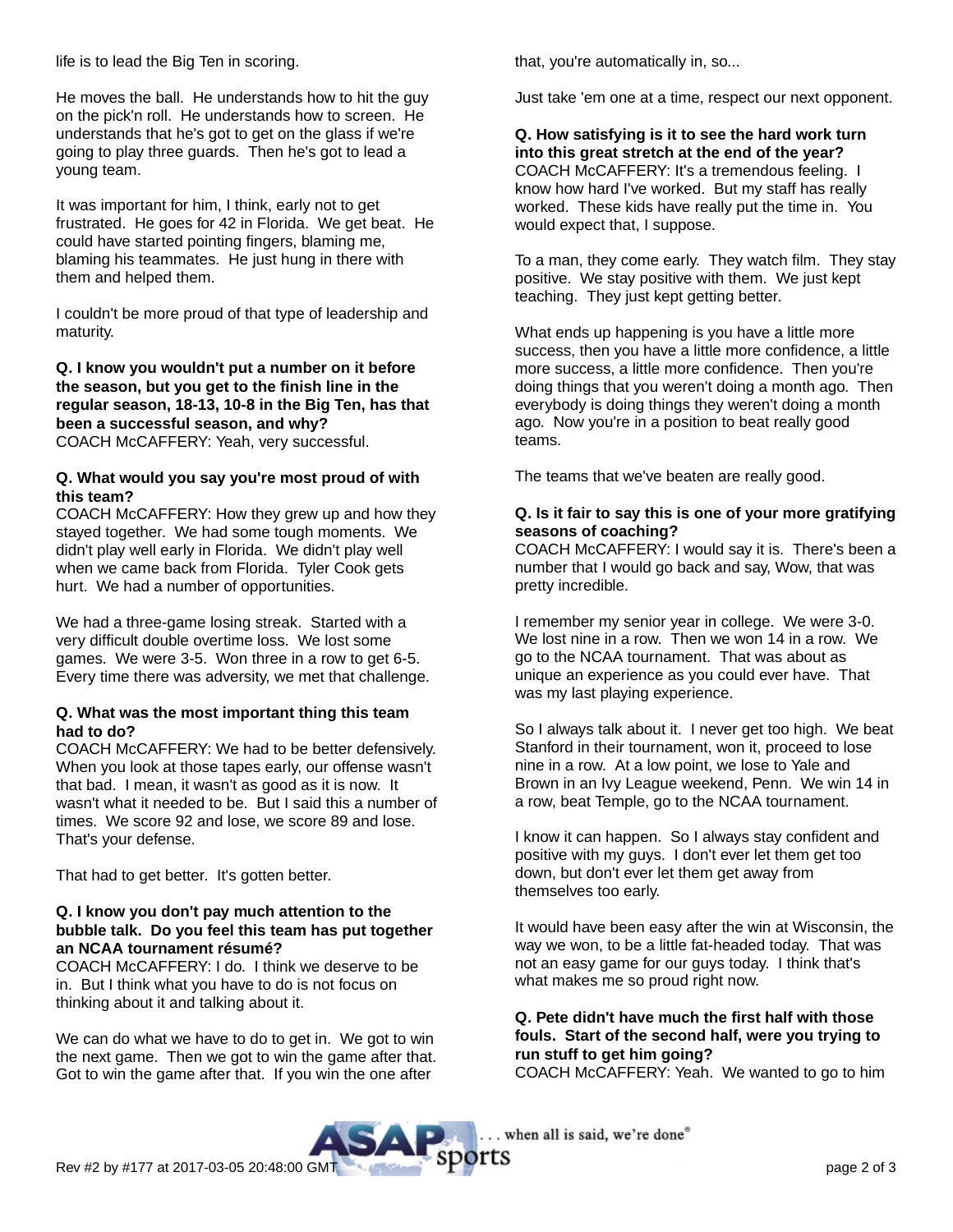life is to lead the Big Ten in scoring.

He moves the ball. He understands how to hit the guy on the pick'n roll. He understands how to screen. He understands that he's got to get on the glass if we're going to play three guards. Then he's got to lead a young team.

It was important for him, I think, early not to get frustrated. He goes for 42 in Florida. We get beat. He could have started pointing fingers, blaming me, blaming his teammates. He just hung in there with them and helped them.

I couldn't be more proud of that type of leadership and maturity.

**Q. I know you wouldn't put a number on it before the season, but you get to the finish line in the regular season, 18-13, 10-8 in the Big Ten, has that been a successful season, and why?**
COACH McCAFFERY: Yeah, very successful.

**Q. What would you say you're most proud of with this team?**
COACH McCAFFERY: How they grew up and how they stayed together. We had some tough moments. We didn't play well early in Florida. We didn't play well when we came back from Florida. Tyler Cook gets hurt. We had a number of opportunities.

We had a three-game losing streak. Started with a very difficult double overtime loss. We lost some games. We were 3-5. Won three in a row to get 6-5. Every time there was adversity, we met that challenge.

**Q. What was the most important thing this team had to do?**
COACH McCAFFERY: We had to be better defensively. When you look at those tapes early, our offense wasn't that bad. I mean, it wasn't as good as it is now. It wasn't what it needed to be. But I said this a number of times. We score 92 and lose, we score 89 and lose. That's your defense.

That had to get better. It's gotten better.

**Q. I know you don't pay much attention to the bubble talk. Do you feel this team has put together an NCAA tournament résumé?**
COACH McCAFFERY: I do. I think we deserve to be in. But I think what you have to do is not focus on thinking about it and talking about it.

We can do what we have to do to get in. We got to win the next game. Then we got to win the game after that. Got to win the game after that. If you win the one after that, you're automatically in, so...

Just take 'em one at a time, respect our next opponent.

**Q. How satisfying is it to see the hard work turn into this great stretch at the end of the year?**
COACH McCAFFERY: It's a tremendous feeling. I know how hard I've worked. But my staff has really worked. These kids have really put the time in. You would expect that, I suppose.

To a man, they come early. They watch film. They stay positive. We stay positive with them. We just kept teaching. They just kept getting better.

What ends up happening is you have a little more success, then you have a little more confidence, a little more success, a little more confidence. Then you're doing things that you weren't doing a month ago. Then everybody is doing things they weren't doing a month ago. Now you're in a position to beat really good teams.

The teams that we've beaten are really good.

**Q. Is it fair to say this is one of your more gratifying seasons of coaching?**
COACH McCAFFERY: I would say it is. There's been a number that I would go back and say, Wow, that was pretty incredible.

I remember my senior year in college. We were 3-0. We lost nine in a row. Then we won 14 in a row. We go to the NCAA tournament. That was about as unique an experience as you could ever have. That was my last playing experience.

So I always talk about it. I never get too high. We beat Stanford in their tournament, won it, proceed to lose nine in a row. At a low point, we lose to Yale and Brown in an Ivy League weekend, Penn. We win 14 in a row, beat Temple, go to the NCAA tournament.

I know it can happen. So I always stay confident and positive with my guys. I don't ever let them get too down, but don't ever let them get away from themselves too early.

It would have been easy after the win at Wisconsin, the way we won, to be a little fat-headed today. That was not an easy game for our guys today. I think that's what makes me so proud right now.

**Q. Pete didn't have much the first half with those fouls. Start of the second half, were you trying to run stuff to get him going?**
COACH McCAFFERY: Yeah. We wanted to go to him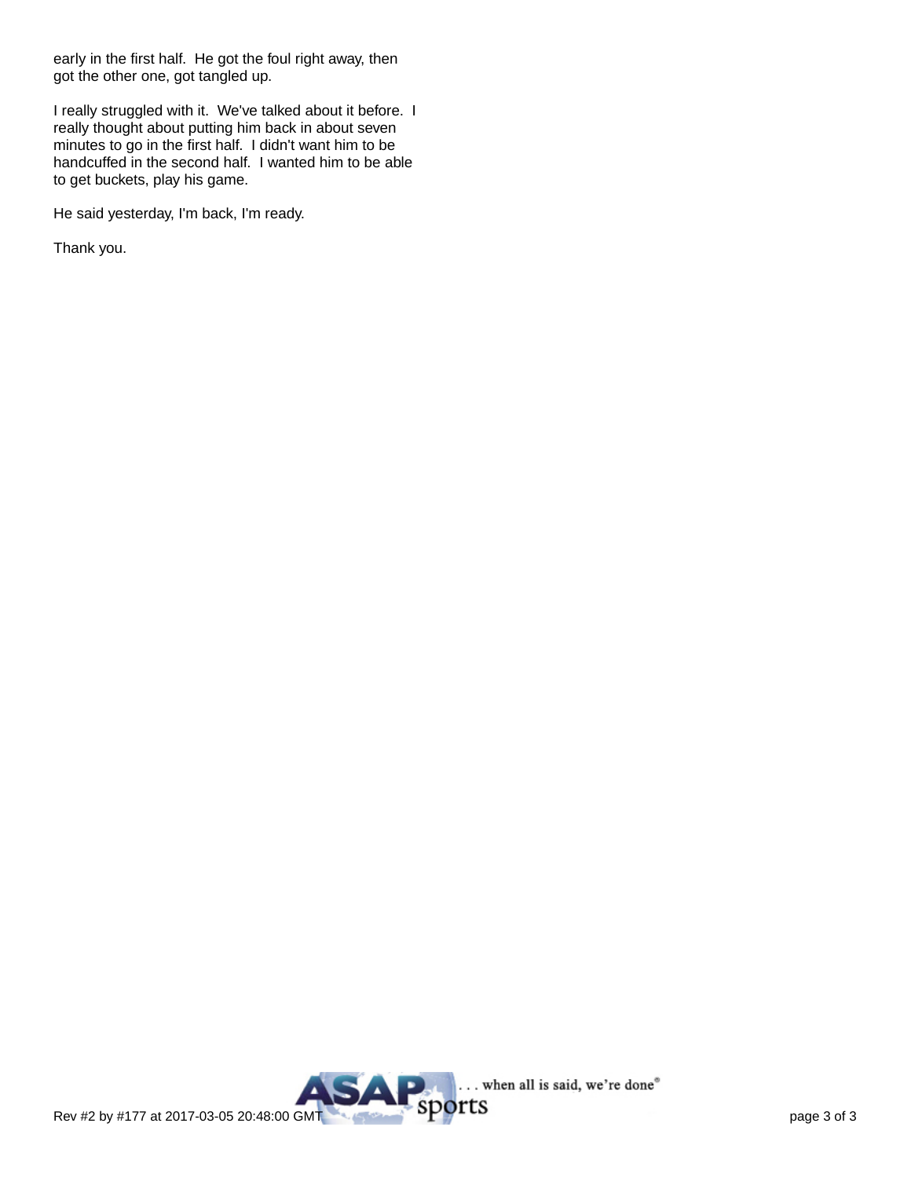early in the first half. He got the foul right away, then got the other one, got tangled up.

I really struggled with it. We've talked about it before. I really thought about putting him back in about seven minutes to go in the first half. I didn't want him to be handcuffed in the second half. I wanted him to be able to get buckets, play his game.

He said yesterday, I'm back, I'm ready.

Thank you.